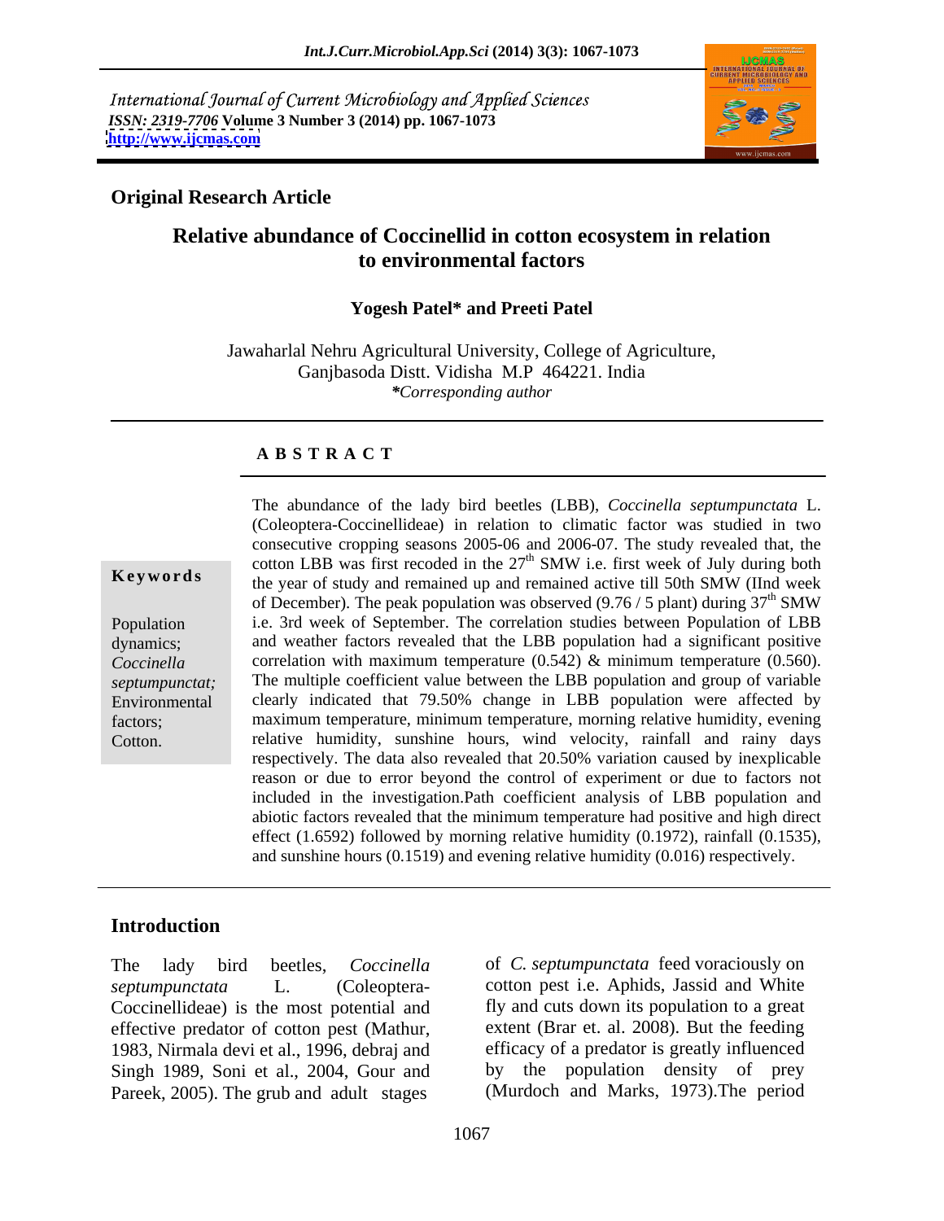International Journal of Current Microbiology and Applied Sciences
*ISSN: 2319-7706* Volume 3 Number 3 (2014) pp. 1067-1073
http://www.ijcmas.com

**Original Research Article**

# Relative abundance of Coccinellid in cotton ecosystem in relation to environmental factors

**Yogesh Patel\* and Preeti Patel**

Jawaharlal Nehru Agricultural University, College of Agriculture, Ganjbasoda Distt. Vidisha M.P 464221. India
*\*Corresponding author*

## A B S T R A C T

**Keywords**

Population dynamics; *Coccinella septumpunctat;* Environmental factors; Cotton.

The abundance of the lady bird beetles (LBB), *Coccinella septumpunctata* L. (Coleoptera-Coccinellideae) in relation to climatic factor was studied in two consecutive cropping seasons 2005-06 and 2006-07. The study revealed that, the cotton LBB was first recoded in the 27$^{th}$ SMW i.e. first week of July during both the year of study and remained up and remained active till 50th SMW (IInd week of December). The peak population was observed (9.76 / 5 plant) during 37$^{th}$ SMW i.e. 3rd week of September. The correlation studies between Population of LBB and weather factors revealed that the LBB population had a significant positive correlation with maximum temperature (0.542) & minimum temperature (0.560). The multiple coefficient value between the LBB population and group of variable clearly indicated that 79.50% change in LBB population were affected by maximum temperature, minimum temperature, morning relative humidity, evening relative humidity, sunshine hours, wind velocity, rainfall and rainy days respectively. The data also revealed that 20.50% variation caused by inexplicable reason or due to error beyond the control of experiment or due to factors not included in the investigation.Path coefficient analysis of LBB population and abiotic factors revealed that the minimum temperature had positive and high direct effect (1.6592) followed by morning relative humidity (0.1972), rainfall (0.1535), and sunshine hours (0.1519) and evening relative humidity (0.016) respectively.

## Introduction

The lady bird beetles, *Coccinella septumpunctata* L. (Coleoptera-Coccinellideae) is the most potential and effective predator of cotton pest (Mathur, 1983, Nirmala devi et al., 1996, debraj and Singh 1989, Soni et al., 2004, Gour and Pareek, 2005). The grub and adult stages of *C. septumpunctata* feed voraciously on cotton pest i.e. Aphids, Jassid and White fly and cuts down its population to a great extent (Brar et. al. 2008). But the feeding efficacy of a predator is greatly influenced by the population density of prey (Murdoch and Marks, 1973).The period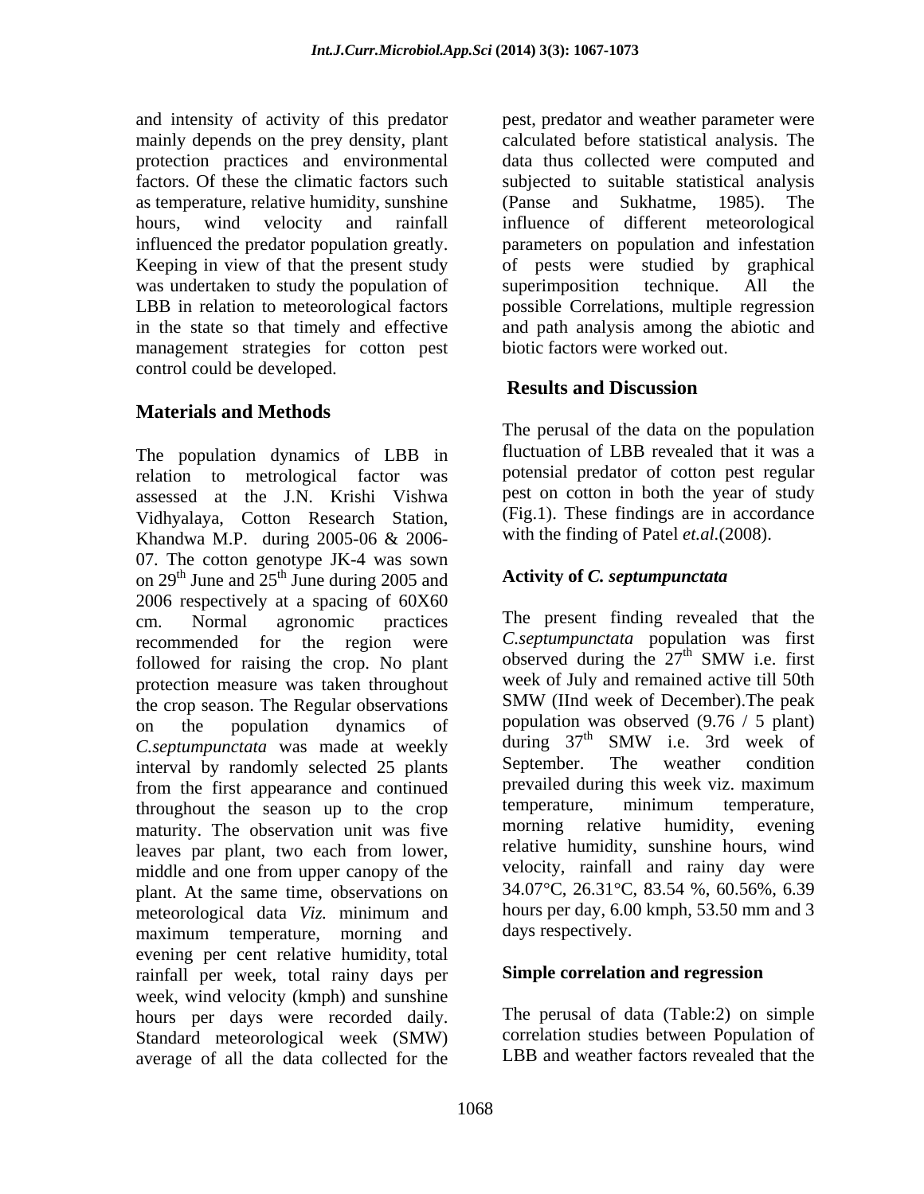and intensity of activity of this predator mainly depends on the prey density, plant protection practices and environmental factors. Of these the climatic factors such as temperature, relative humidity, sunshine hours, wind velocity and rainfall influenced the predator population greatly. Keeping in view of that the present study was undertaken to study the population of LBB in relation to meteorological factors in the state so that timely and effective management strategies for cotton pest control could be developed.

## Materials and Methods

The population dynamics of LBB in relation to metrological factor was assessed at the J.N. Krishi Vishwa Vidhyalaya, Cotton Research Station, Khandwa M.P. during 2005-06 & 2006-07. The cotton genotype JK-4 was sown on 29th June and 25th June during 2005 and 2006 respectively at a spacing of 60X60 cm. Normal agronomic practices recommended for the region were followed for raising the crop. No plant protection measure was taken throughout the crop season. The Regular observations on the population dynamics of *C.septumpunctata* was made at weekly interval by randomly selected 25 plants from the first appearance and continued throughout the season up to the crop maturity. The observation unit was five leaves par plant, two each from lower, middle and one from upper canopy of the plant. At the same time, observations on meteorological data *Viz.* minimum and maximum temperature, morning and evening per cent relative humidity, total rainfall per week, total rainy days per week, wind velocity (kmph) and sunshine hours per days were recorded daily. Standard meteorological week (SMW) average of all the data collected for the pest, predator and weather parameter were calculated before statistical analysis. The data thus collected were computed and subjected to suitable statistical analysis (Panse and Sukhatme, 1985). The influence of different meteorological parameters on population and infestation of pests were studied by graphical superimposition technique. All the possible Correlations, multiple regression and path analysis among the abiotic and biotic factors were worked out.

## Results and Discussion

The perusal of the data on the population fluctuation of LBB revealed that it was a potensial predator of cotton pest regular pest on cotton in both the year of study (Fig.1). These findings are in accordance with the finding of Patel *et.al.*(2008).

### Activity of *C. septumpunctata*

The present finding revealed that the *C.septumpunctata* population was first observed during the 27th SMW i.e. first week of July and remained active till 50th SMW (IInd week of December).The peak population was observed (9.76 / 5 plant) during 37th SMW i.e. 3rd week of September. The weather condition prevailed during this week viz. maximum temperature, minimum temperature, morning relative humidity, evening relative humidity, sunshine hours, wind velocity, rainfall and rainy day were 34.07°C, 26.31°C, 83.54 %, 60.56%, 6.39 hours per day, 6.00 kmph, 53.50 mm and 3 days respectively.

### Simple correlation and regression

The perusal of data (Table:2) on simple correlation studies between Population of LBB and weather factors revealed that the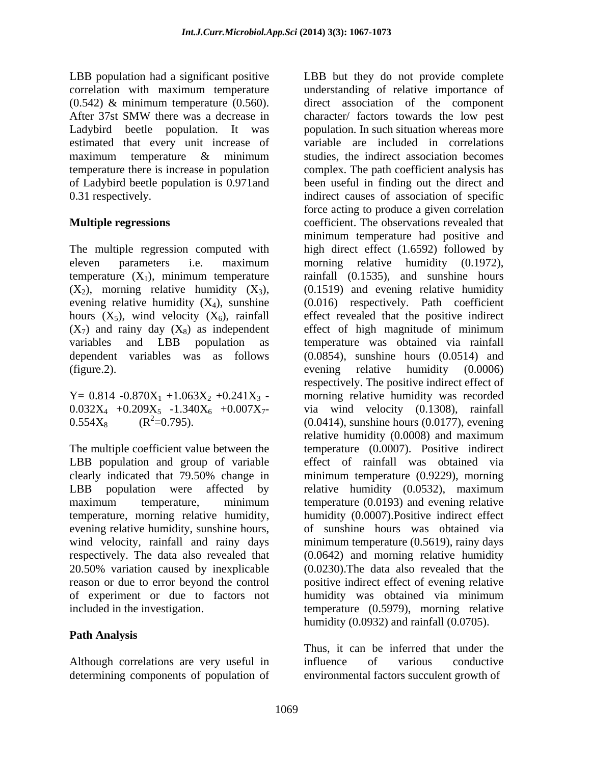LBB population had a significant positive correlation with maximum temperature (0.542) & minimum temperature (0.560). After 37st SMW there was a decrease in Ladybird beetle population. It was estimated that every unit increase of maximum temperature & minimum temperature there is increase in population of Ladybird beetle population is 0.971and 0.31 respectively.

## Multiple regressions

The multiple regression computed with eleven parameters i.e. maximum temperature ($X_1$), minimum temperature ($X_2$), morning relative humidity ($X_3$), evening relative humidity ($X_4$), sunshine hours ($X_5$), wind velocity ($X_6$), rainfall ($X_7$) and rainy day ($X_8$) as independent variables and LBB population as dependent variables was as follows (figure.2).

$$Y = 0.814 - 0.870X_1 + 1.063X_2 + 0.241X_3 - 0.032X_4 + 0.209X_5 - 1.340X_6 + 0.007X_7 - 0.554X_8 \quad (R^2 = 0.795).$$

The multiple coefficient value between the LBB population and group of variable clearly indicated that 79.50% change in LBB population were affected by maximum temperature, minimum temperature, morning relative humidity, evening relative humidity, sunshine hours, wind velocity, rainfall and rainy days respectively. The data also revealed that 20.50% variation caused by inexplicable reason or due to error beyond the control of experiment or due to factors not included in the investigation.

## Path Analysis

Although correlations are very useful in determining components of population of LBB but they do not provide complete understanding of relative importance of direct association of the component character/ factors towards the low pest population. In such situation whereas more variable are included in correlations studies, the indirect association becomes complex. The path coefficient analysis has been useful in finding out the direct and indirect causes of association of specific force acting to produce a given correlation coefficient. The observations revealed that minimum temperature had positive and high direct effect (1.6592) followed by morning relative humidity (0.1972), rainfall (0.1535), and sunshine hours (0.1519) and evening relative humidity (0.016) respectively. Path coefficient effect revealed that the positive indirect effect of high magnitude of minimum temperature was obtained via rainfall (0.0854), sunshine hours (0.0514) and evening relative humidity (0.0006) respectively. The positive indirect effect of morning relative humidity was recorded via wind velocity (0.1308), rainfall (0.0414), sunshine hours (0.0177), evening relative humidity (0.0008) and maximum temperature (0.0007). Positive indirect effect of rainfall was obtained via minimum temperature (0.9229), morning relative humidity (0.0532), maximum temperature (0.0193) and evening relative humidity (0.0007).Positive indirect effect of sunshine hours was obtained via minimum temperature (0.5619), rainy days (0.0642) and morning relative humidity (0.0230).The data also revealed that the positive indirect effect of evening relative humidity was obtained via minimum temperature (0.5979), morning relative humidity (0.0932) and rainfall (0.0705).

Thus, it can be inferred that under the influence of various conductive environmental factors succulent growth of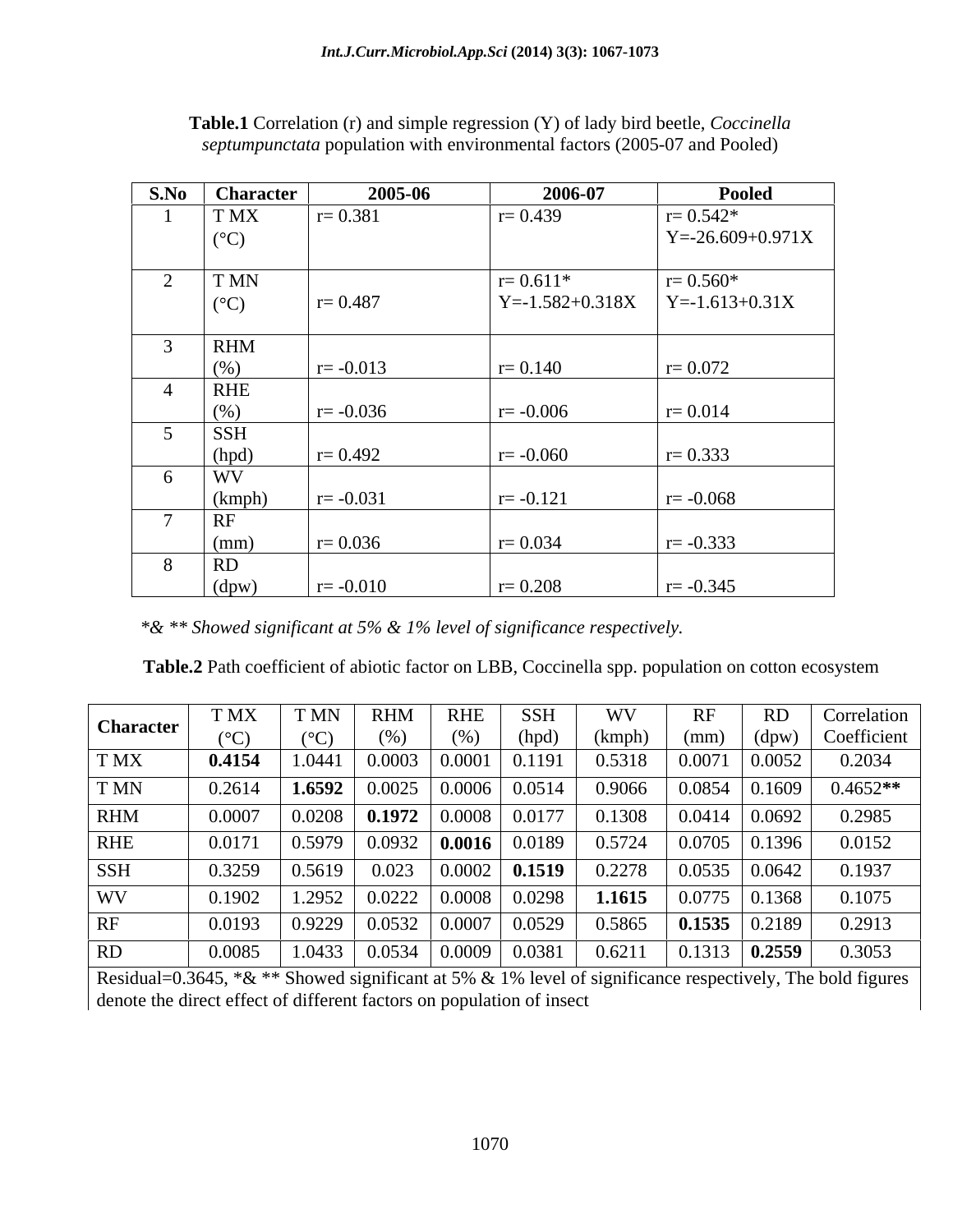**Table.1** Correlation (r) and simple regression (Y) of lady bird beetle, *Coccinella septumpunctata* population with environmental factors (2005-07 and Pooled)

| S.No | Character | 2005-06 | 2006-07 | Pooled |
|---|---|---|---|---|
| 1 | T MX (°C) | r= 0.381 | r= 0.439 | r= 0.542* Y=-26.609+0.971X |
| 2 | T MN (°C) | r= 0.487 | r= 0.611* Y=-1.582+0.318X | r= 0.560* Y=-1.613+0.31X |
| 3 | RHM (%) | r= -0.013 | r= 0.140 | r= 0.072 |
| 4 | RHE (%) | r= -0.036 | r= -0.006 | r= 0.014 |
| 5 | SSH (hpd) | r= 0.492 | r= -0.060 | r= 0.333 |
| 6 | WV (kmph) | r= -0.031 | r= -0.121 | r= -0.068 |
| 7 | RF (mm) | r= 0.036 | r= 0.034 | r= -0.333 |
| 8 | RD (dpw) | r= -0.010 | r= 0.208 | r= -0.345 |

*\*& \*\* Showed significant at 5% & 1% level of significance respectively.*

**Table.2** Path coefficient of abiotic factor on LBB, Coccinella spp. population on cotton ecosystem

| Character | T MX (°C) | T MN (°C) | RHM (%) | RHE (%) | SSH (hpd) | WV (kmph) | RF (mm) | RD (dpw) | Correlation Coefficient |
|---|---|---|---|---|---|---|---|---|---|
| T MX | **0.4154** | 1.0441 | 0.0003 | 0.0001 | 0.1191 | 0.5318 | 0.0071 | 0.0052 | 0.2034 |
| T MN | 0.2614 | **1.6592** | 0.0025 | 0.0006 | 0.0514 | 0.9066 | 0.0854 | 0.1609 | 0.4652** |
| RHM | 0.0007 | 0.0208 | **0.1972** | 0.0008 | 0.0177 | 0.1308 | 0.0414 | 0.0692 | 0.2985 |
| RHE | 0.0171 | 0.5979 | 0.0932 | **0.0016** | 0.0189 | 0.5724 | 0.0705 | 0.1396 | 0.0152 |
| SSH | 0.3259 | 0.5619 | 0.023 | 0.0002 | **0.1519** | 0.2278 | 0.0535 | 0.0642 | 0.1937 |
| WV | 0.1902 | 1.2952 | 0.0222 | 0.0008 | 0.0298 | **1.1615** | 0.0775 | 0.1368 | 0.1075 |
| RF | 0.0193 | 0.9229 | 0.0532 | 0.0007 | 0.0529 | 0.5865 | **0.1535** | 0.2189 | 0.2913 |
| RD | 0.0085 | 1.0433 | 0.0534 | 0.0009 | 0.0381 | 0.6211 | 0.1313 | **0.2559** | 0.3053 |

Residual=0.3645, *& ** Showed significant at 5% & 1% level of significance respectively, The bold figures denote the direct effect of different factors on population of insect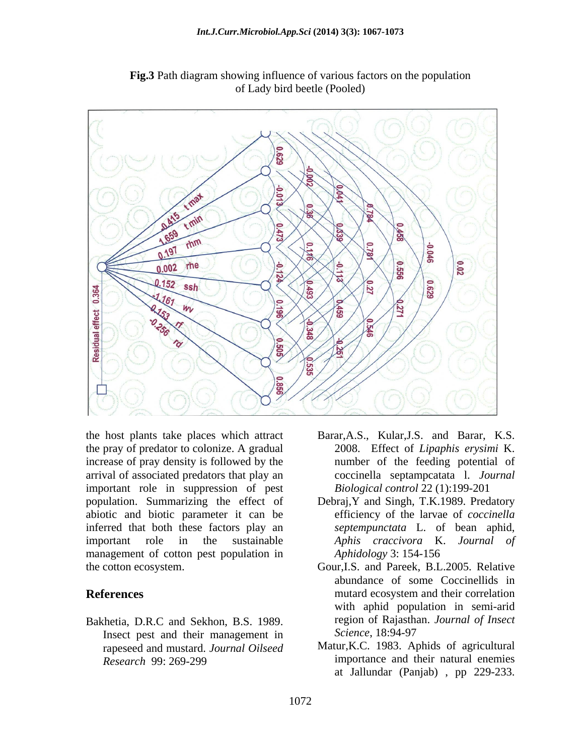**Fig.3** Path diagram showing influence of various factors on the population of Lady bird beetle (Pooled)

the host plants take places which attract the pray of predator to colonize. A gradual increase of pray density is followed by the arrival of associated predators that play an important role in suppression of pest population. Summarizing the effect of abiotic and biotic parameter it can be inferred that both these factors play an important role in the sustainable management of cotton pest population in the cotton ecosystem.

## References

Bakhetia, D.R.C and Sekhon, B.S. 1989. Insect pest and their management in rapeseed and mustard. *Journal Oilseed Research* 99: 269-299

Barar,A.S., Kular,J.S. and Barar, K.S. 2008. Effect of *Lipaphis erysimi* K. number of the feeding potential of coccinella septampcatata l. *Journal Biological control* 22 (1):199-201

Debraj,Y and Singh, T.K.1989. Predatory efficiency of the larvae of *coccinella septempunctata* L. of bean aphid, *Aphis craccivora* K. *Journal of Aphidology* 3: 154-156

Gour,I.S. and Pareek, B.L.2005. Relative abundance of some Coccinellids in mutard ecosystem and their correlation with aphid population in semi-arid region of Rajasthan. *Journal of Insect Science*, 18:94-97

Matur,K.C. 1983. Aphids of agricultural importance and their natural enemies at Jallundar (Panjab) , pp 229-233.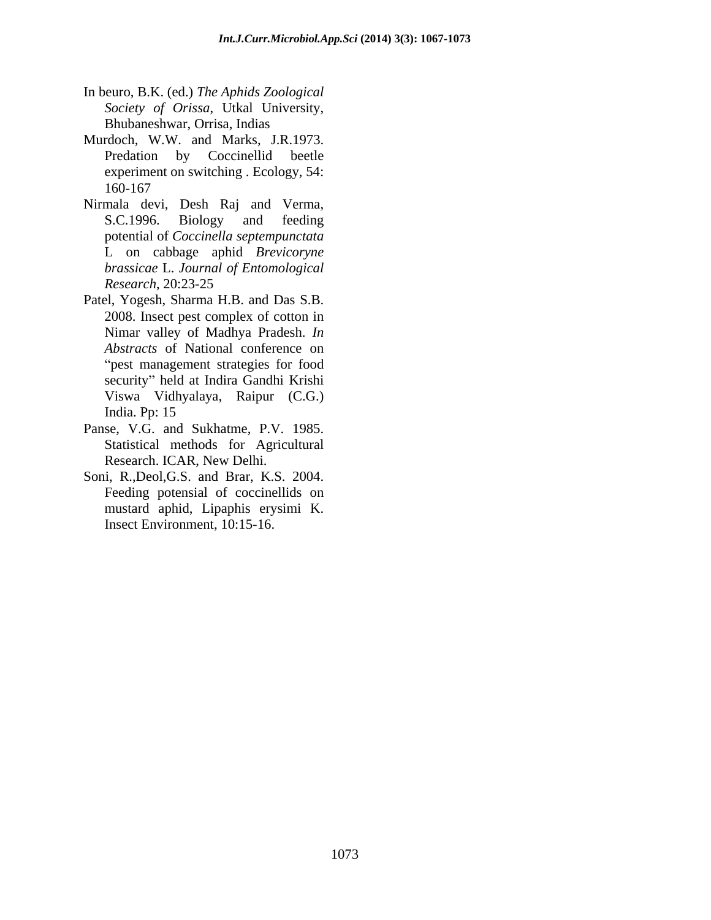In beuro, B.K. (ed.) *The Aphids Zoological Society of Orissa*, Utkal University, Bhubaneshwar, Orrisa, Indias

Murdoch, W.W. and Marks, J.R.1973. Predation by Coccinellid beetle experiment on switching . Ecology, 54: 160-167

Nirmala devi, Desh Raj and Verma, S.C.1996. Biology and feeding potential of *Coccinella septempunctata* L on cabbage aphid *Brevicoryne brassicae* L. *Journal of Entomological Research*, 20:23-25

Patel, Yogesh, Sharma H.B. and Das S.B. 2008. Insect pest complex of cotton in Nimar valley of Madhya Pradesh. *In Abstracts* of National conference on "pest management strategies for food security" held at Indira Gandhi Krishi Viswa Vidhyalaya, Raipur (C.G.) India. Pp: 15

Panse, V.G. and Sukhatme, P.V. 1985. Statistical methods for Agricultural Research. ICAR, New Delhi.

Soni, R.,Deol,G.S. and Brar, K.S. 2004. Feeding potensial of coccinellids on mustard aphid, Lipaphis erysimi K. Insect Environment, 10:15-16.